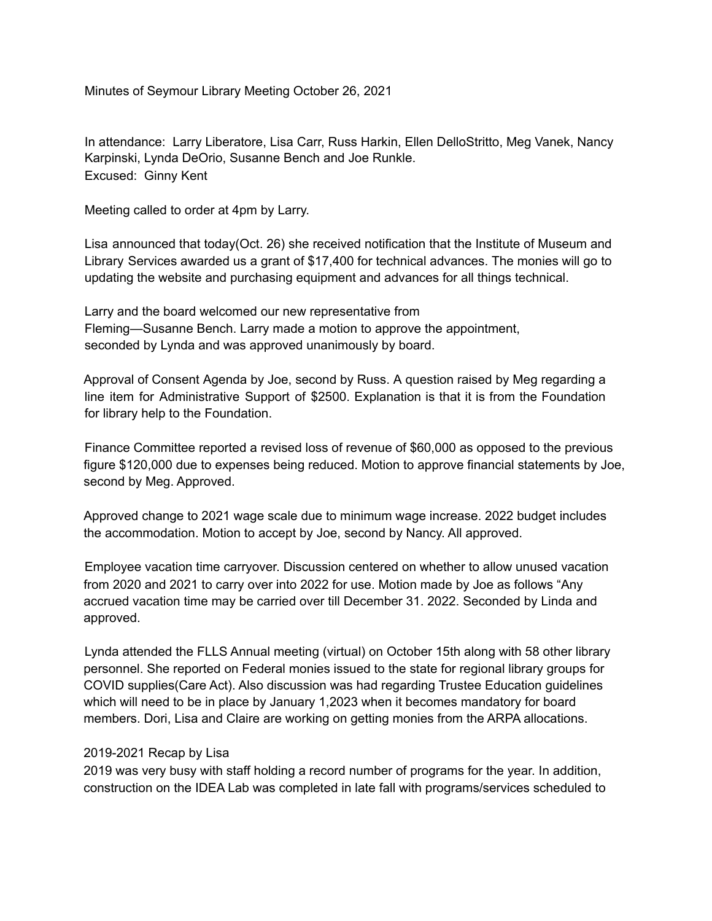Minutes of Seymour Library Meeting October 26, 2021

In attendance: Larry Liberatore, Lisa Carr, Russ Harkin, Ellen DelloStritto, Meg Vanek, Nancy Karpinski, Lynda DeOrio, Susanne Bench and Joe Runkle.
Excused: Ginny Kent

Meeting called to order at 4pm by Larry.

Lisa announced that today(Oct. 26) she received notification that the Institute of Museum and Library Services awarded us a grant of $17,400 for technical advances. The monies will go to updating the website and purchasing equipment and advances for all things technical.

Larry and the board welcomed our new representative from Fleming—Susanne Bench. Larry made a motion to approve the appointment, seconded by Lynda and was approved unanimously by board.

Approval of Consent Agenda by Joe, second by Russ. A question raised by Meg regarding a line item for Administrative Support of $2500. Explanation is that it is from the Foundation for library help to the Foundation.

Finance Committee reported a revised loss of revenue of $60,000 as opposed to the previous figure $120,000 due to expenses being reduced. Motion to approve financial statements by Joe, second by Meg. Approved.

Approved change to 2021 wage scale due to minimum wage increase. 2022 budget includes the accommodation. Motion to accept by Joe, second by Nancy. All approved.

Employee vacation time carryover. Discussion centered on whether to allow unused vacation from 2020 and 2021 to carry over into 2022 for use. Motion made by Joe as follows "Any accrued vacation time may be carried over till December 31. 2022. Seconded by Linda and approved.

Lynda attended the FLLS Annual meeting (virtual) on October 15th along with 58 other library personnel. She reported on Federal monies issued to the state for regional library groups for COVID supplies(Care Act). Also discussion was had regarding Trustee Education guidelines which will need to be in place by January 1,2023 when it becomes mandatory for board members. Dori, Lisa and Claire are working on getting monies from the ARPA allocations.

2019-2021 Recap by Lisa
2019 was very busy with staff holding a record number of programs for the year. In addition, construction on the IDEA Lab was completed in late fall with programs/services scheduled to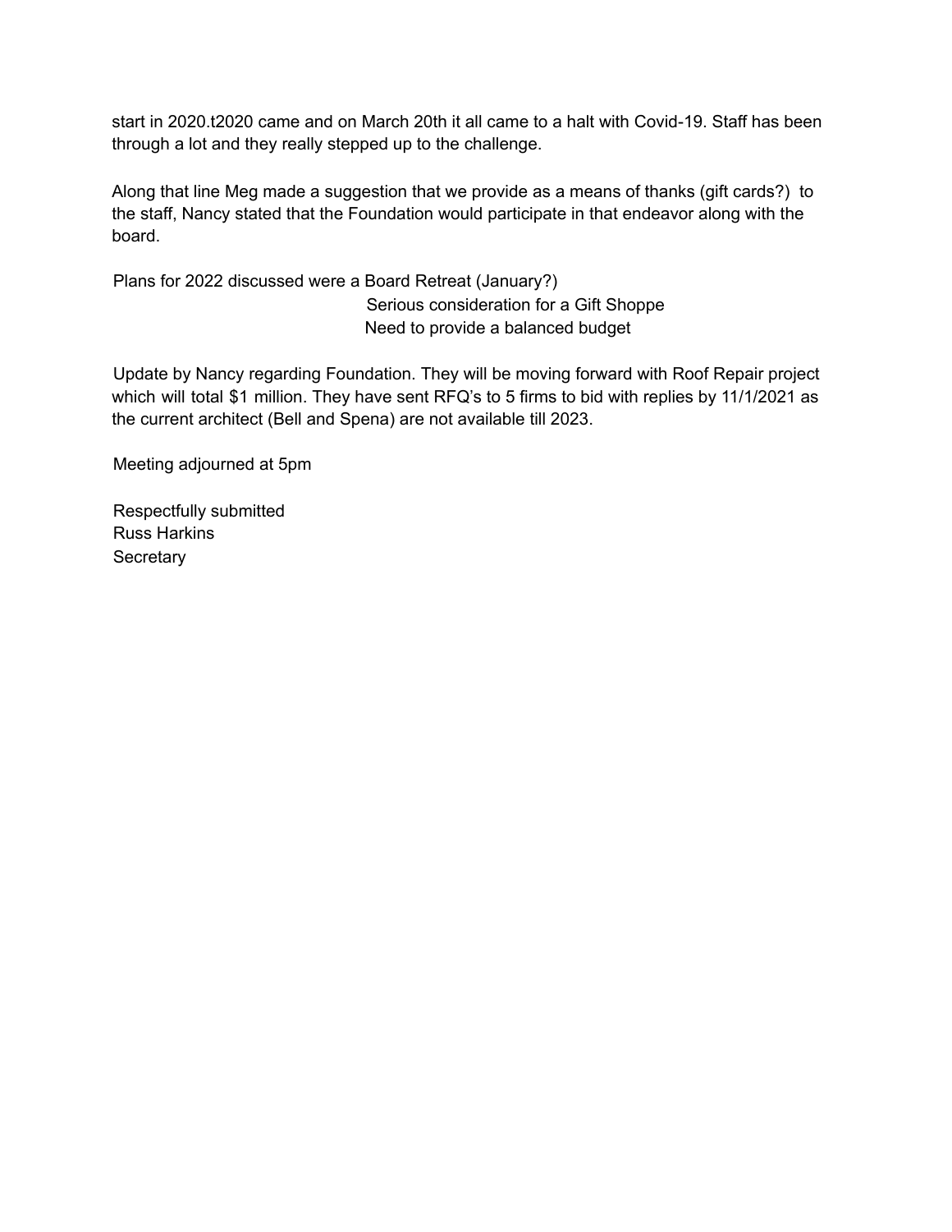start in 2020.t2020 came and on March 20th it all came to a halt with Covid-19. Staff has been through a lot and they really stepped up to the challenge.

Along that line Meg made a suggestion that we provide as a means of thanks (gift cards?) to the staff, Nancy stated that the Foundation would participate in that endeavor along with the board.

Plans for 2022 discussed were a Board Retreat (January?)
Serious consideration for a Gift Shoppe
Need to provide a balanced budget

Update by Nancy regarding Foundation. They will be moving forward with Roof Repair project which will total $1 million. They have sent RFQ's to 5 firms to bid with replies by 11/1/2021 as the current architect (Bell and Spena) are not available till 2023.

Meeting adjourned at 5pm

Respectfully submitted
Russ Harkins
Secretary